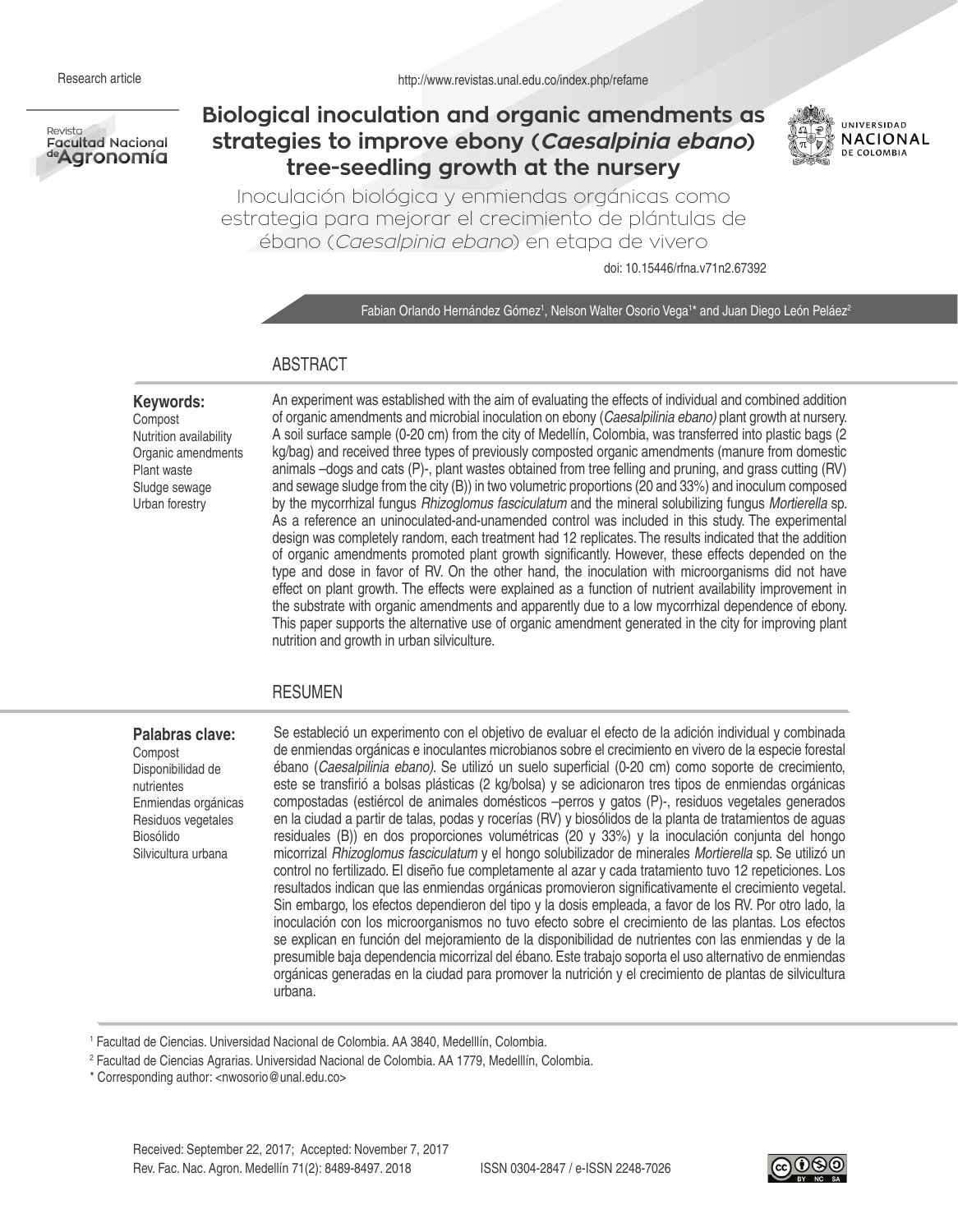Research article

# Biological inoculation and organic amendments as strategies to improve ebony (*Caesalpinia ebano*) tree-seedling growth at the nursery

## Inoculación biológica y enmiendas orgánicas como estrategia para mejorar el crecimiento de plántulas de ébano (*Caesalpinia ebano*) en etapa de vivero

doi: 10.15446/rfna.v71n2.67392

Fabian Orlando Hernández Gómez[1], Nelson Walter Osorio Vega[1]* and Juan Diego León Peláez[2]

## ABSTRACT

**Keywords:**
Compost
Nutrition availability
Organic amendments
Plant waste
Sludge sewage
Urban forestry

An experiment was established with the aim of evaluating the effects of individual and combined addition of organic amendments and microbial inoculation on ebony (*Caesalpilinia ebano)* plant growth at nursery. A soil surface sample (0-20 cm) from the city of Medellín, Colombia, was transferred into plastic bags (2 kg/bag) and received three types of previously composted organic amendments (manure from domestic animals –dogs and cats (P)-, plant wastes obtained from tree felling and pruning, and grass cutting (RV) and sewage sludge from the city (B)) in two volumetric proportions (20 and 33%) and inoculum composed by the mycorrhizal fungus *Rhizoglomus fasciculatum* and the mineral solubilizing fungus *Mortierella* sp. As a reference an uninoculated-and-unamended control was included in this study. The experimental design was completely random, each treatment had 12 replicates. The results indicated that the addition of organic amendments promoted plant growth significantly. However, these effects depended on the type and dose in favor of RV. On the other hand, the inoculation with microorganisms did not have effect on plant growth. The effects were explained as a function of nutrient availability improvement in the substrate with organic amendments and apparently due to a low mycorrhizal dependence of ebony. This paper supports the alternative use of organic amendment generated in the city for improving plant nutrition and growth in urban silviculture.

## RESUMEN

**Palabras clave:**
Compost
Disponibilidad de nutrientes
Enmiendas orgánicas
Residuos vegetales
Biosólido
Silvicultura urbana

Se estableció un experimento con el objetivo de evaluar el efecto de la adición individual y combinada de enmiendas orgánicas e inoculantes microbianos sobre el crecimiento en vivero de la especie forestal ébano (*Caesalpilinia ebano).* Se utilizó un suelo superficial (0-20 cm) como soporte de crecimiento, este se transfirió a bolsas plásticas (2 kg/bolsa) y se adicionaron tres tipos de enmiendas orgánicas compostadas (estiércol de animales domésticos –perros y gatos (P)-, residuos vegetales generados en la ciudad a partir de talas, podas y rocerías (RV) y biosólidos de la planta de tratamientos de aguas residuales (B)) en dos proporciones volumétricas (20 y 33%) y la inoculación conjunta del hongo micorrizal *Rhizoglomus fasciculatum* y el hongo solubilizador de minerales *Mortierella* sp. Se utilizó un control no fertilizado. El diseño fue completamente al azar y cada tratamiento tuvo 12 repeticiones. Los resultados indican que las enmiendas orgánicas promovieron significativamente el crecimiento vegetal. Sin embargo, los efectos dependieron del tipo y la dosis empleada, a favor de los RV. Por otro lado, la inoculación con los microorganismos no tuvo efecto sobre el crecimiento de las plantas. Los efectos se explican en función del mejoramiento de la disponibilidad de nutrientes con las enmiendas y de la presumible baja dependencia micorrizal del ébano. Este trabajo soporta el uso alternativo de enmiendas orgánicas generadas en la ciudad para promover la nutrición y el crecimiento de plantas de silvicultura urbana.

[1] Facultad de Ciencias. Universidad Nacional de Colombia. AA 3840, Medelllín, Colombia.

[2] Facultad de Ciencias Agrarias. Universidad Nacional de Colombia. AA 1779, Medelllín, Colombia.

\* Corresponding author: <nwosorio@unal.edu.co>

Received: September 22, 2017; Accepted: November 7, 2017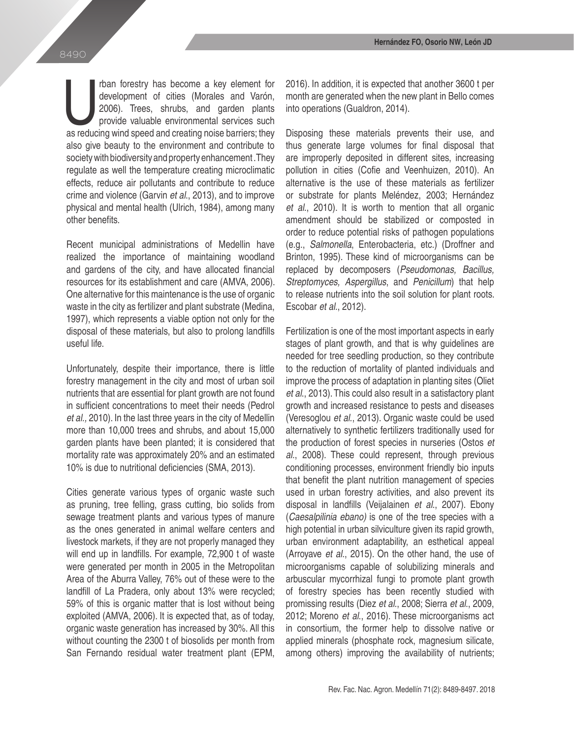Urban forestry has become a key element for development of cities (Morales and Varón, 2006). Trees, shrubs, and garden plants provide valuable environmental services such as reducing wind speed and creating noise barriers; they also give beauty to the environment and contribute to society with biodiversity and property enhancement .They regulate as well the temperature creating microclimatic effects, reduce air pollutants and contribute to reduce crime and violence (Garvin *et al*., 2013), and to improve physical and mental health (Ulrich, 1984), among many other benefits.

Recent municipal administrations of Medellin have realized the importance of maintaining woodland and gardens of the city, and have allocated financial resources for its establishment and care (AMVA, 2006). One alternative for this maintenance is the use of organic waste in the city as fertilizer and plant substrate (Medina, 1997), which represents a viable option not only for the disposal of these materials, but also to prolong landfills useful life.

Unfortunately, despite their importance, there is little forestry management in the city and most of urban soil nutrients that are essential for plant growth are not found in sufficient concentrations to meet their needs (Pedrol *et al.,* 2010). In the last three years in the city of Medellin more than 10,000 trees and shrubs, and about 15,000 garden plants have been planted; it is considered that mortality rate was approximately 20% and an estimated 10% is due to nutritional deficiencies (SMA, 2013).

Cities generate various types of organic waste such as pruning, tree felling, grass cutting, bio solids from sewage treatment plants and various types of manure as the ones generated in animal welfare centers and livestock markets, if they are not properly managed they will end up in landfills. For example, 72,900 t of waste were generated per month in 2005 in the Metropolitan Area of the Aburra Valley, 76% out of these were to the landfill of La Pradera, only about 13% were recycled; 59% of this is organic matter that is lost without being exploited (AMVA, 2006). It is expected that, as of today, organic waste generation has increased by 30%. All this without counting the 2300 t of biosolids per month from San Fernando residual water treatment plant (EPM, 2016). In addition, it is expected that another 3600 t per month are generated when the new plant in Bello comes into operations (Gualdron, 2014).

Disposing these materials prevents their use, and thus generate large volumes for final disposal that are improperly deposited in different sites, increasing pollution in cities (Cofie and Veenhuizen, 2010). An alternative is the use of these materials as fertilizer or substrate for plants Meléndez, 2003; Hernández *et al*., 2010). It is worth to mention that all organic amendment should be stabilized or composted in order to reduce potential risks of pathogen populations (e.g., *Salmonella*, Enterobacteria, etc.) (Droffner and Brinton, 1995). These kind of microorganisms can be replaced by decomposers (*Pseudomonas, Bacillus, Streptomyces, Aspergillus*, and *Penicillum*) that help to release nutrients into the soil solution for plant roots. Escobar *et al*., 2012).

Fertilization is one of the most important aspects in early stages of plant growth, and that is why guidelines are needed for tree seedling production, so they contribute to the reduction of mortality of planted individuals and improve the process of adaptation in planting sites (Oliet *et al*., 2013). This could also result in a satisfactory plant growth and increased resistance to pests and diseases (Veresoglou *et al*., 2013). Organic waste could be used alternatively to synthetic fertilizers traditionally used for the production of forest species in nurseries (Ostos *et al*., 2008). These could represent, through previous conditioning processes, environment friendly bio inputs that benefit the plant nutrition management of species used in urban forestry activities, and also prevent its disposal in landfills (Veijalainen *et al*., 2007). Ebony (*Caesalpilinia ebano)* is one of the tree species with a high potential in urban silviculture given its rapid growth, urban environment adaptability, an esthetical appeal (Arroyave *et al*., 2015). On the other hand, the use of microorganisms capable of solubilizing minerals and arbuscular mycorrhizal fungi to promote plant growth of forestry species has been recently studied with promising results (Diez *et al*., 2008; Sierra *et al*., 2009, 2012; Moreno *et al*., 2016). These microorganisms act in consortium, the former help to dissolve native or applied minerals (phosphate rock, magnesium silicate, among others) improving the availability of nutrients;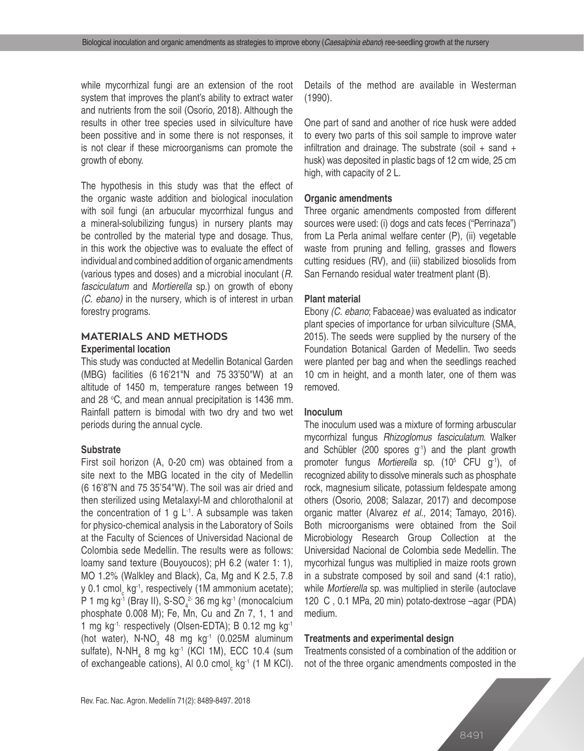while mycorrhizal fungi are an extension of the root system that improves the plant's ability to extract water and nutrients from the soil (Osorio, 2018). Although the results in other tree species used in silviculture have been possitive and in some there is not responses, it is not clear if these microorganisms can promote the growth of ebony.

The hypothesis in this study was that the effect of the organic waste addition and biological inoculation with soil fungi (an arbucular mycorrhizal fungus and a mineral-solubilizing fungus) in nursery plants may be controlled by the material type and dosage. Thus, in this work the objective was to evaluate the effect of individual and combined addition of organic amendments (various types and doses) and a microbial inoculant (*R. fasciculatum* and *Mortierella* sp.) on growth of ebony *(C. ebano)* in the nursery, which is of interest in urban forestry programs.

## MATERIALS AND METHODS

### Experimental location

This study was conducted at Medellin Botanical Garden (MBG) facilities (6 16'21"N and 75 33'50"W) at an altitude of 1450 m, temperature ranges between 19 and 28 °C, and mean annual precipitation is 1436 mm. Rainfall pattern is bimodal with two dry and two wet periods during the annual cycle.

### Substrate

First soil horizon (A, 0-20 cm) was obtained from a site next to the MBG located in the city of Medellin (6 16'8"N and 75 35'54"W). The soil was air dried and then sterilized using Metalaxyl-M and chlorothalonil at the concentration of 1 g $L^{-1}$. A subsample was taken for physico-chemical analysis in the Laboratory of Soils at the Faculty of Sciences of Universidad Nacional de Colombia sede Medellin. The results were as follows: loamy sand texture (Bouyoucos); pH 6.2 (water 1: 1), MO 1.2% (Walkley and Black), Ca, Mg and K 2.5, 7.8 y 0.1 $cmol_c$ $kg^{-1}$, respectively (1M ammonium acetate); P 1 mg $kg^{-1}$ (Bray II), S-$SO_4^{2-}$ 36 mg $kg^{-1}$ (monocalcium phosphate 0.008 M); Fe, Mn, Cu and Zn 7, 1, 1 and 1 mg $kg^{-1}$, respectively (Olsen-EDTA); B 0.12 mg $kg^{-1}$ (hot water), N-$NO_3$ 48 mg $kg^{-1}$ (0.025M aluminum sulfate), N-$NH_4$ 8 mg $kg^{-1}$ (KCl 1M), ECC 10.4 (sum of exchangeable cations), Al 0.0 $cmol_c$ $kg^{-1}$ (1 M KCl). Details of the method are available in Westerman (1990).

One part of sand and another of rice husk were added to every two parts of this soil sample to improve water infiltration and drainage. The substrate (soil + sand + husk) was deposited in plastic bags of 12 cm wide, 25 cm high, with capacity of 2 L.

### Organic amendments

Three organic amendments composted from different sources were used: (i) dogs and cats feces ("Perrinaza") from La Perla animal welfare center (P), (ii) vegetable waste from pruning and felling, grasses and flowers cutting residues (RV), and (iii) stabilized biosolids from San Fernando residual water treatment plant (B).

### Plant material

Ebony *(C. ebano*; Fabaceae*)* was evaluated as indicator plant species of importance for urban silviculture (SMA, 2015). The seeds were supplied by the nursery of the Foundation Botanical Garden of Medellin. Two seeds were planted per bag and when the seedlings reached 10 cm in height, and a month later, one of them was removed.

### Inoculum

The inoculum used was a mixture of forming arbuscular mycorrhizal fungus *Rhizoglomus fasciculatum*. Walker and Schübler (200 spores $g^{-1}$) and the plant growth promoter fungus *Mortierella* sp. ($10^5$ CFU $g^{-1}$), of recognized ability to dissolve minerals such as phosphate rock, magnesium silicate, potassium feldespate among others (Osorio, 2008; Salazar, 2017) and decompose organic matter (Alvarez *et al*., 2014; Tamayo, 2016). Both microorganisms were obtained from the Soil Microbiology Research Group Collection at the Universidad Nacional de Colombia sede Medellin. The mycorhizal fungus was multiplied in maize roots grown in a substrate composed by soil and sand (4:1 ratio), while *Mortierella* sp. was multiplied in sterile (autoclave 120 C , 0.1 MPa, 20 min) potato-dextrose –agar (PDA) medium.

### Treatments and experimental design

Treatments consisted of a combination of the addition or not of the three organic amendments composted in the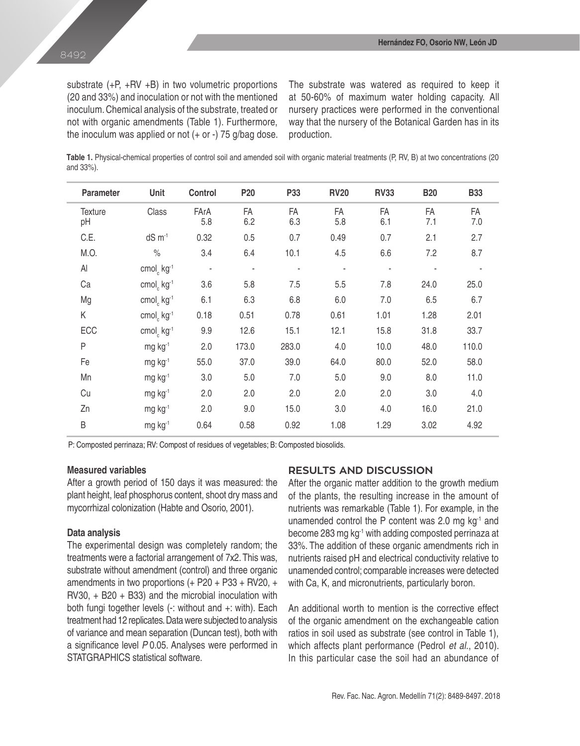substrate (+P, +RV +B) in two volumetric proportions (20 and 33%) and inoculation or not with the mentioned inoculum. Chemical analysis of the substrate, treated or not with organic amendments (Table 1). Furthermore, the inoculum was applied or not (+ or -) 75 g/bag dose.

The substrate was watered as required to keep it at 50-60% of maximum water holding capacity. All nursery practices were performed in the conventional way that the nursery of the Botanical Garden has in its production.

**Table 1.** Physical-chemical properties of control soil and amended soil with organic material treatments (P, RV, B) at two concentrations (20 and 33%).

| Parameter | Unit | Control | P20 | P33 | RV20 | RV33 | B20 | B33 |
|---|---|---|---|---|---|---|---|---|
| Texture | Class | FArA | FA | FA | FA | FA | FA | FA |
| pH | | 5.8 | 6.2 | 6.3 | 5.8 | 6.1 | 7.1 | 7.0 |
| C.E. | $dS\ m^{-1}$ | 0.32 | 0.5 | 0.7 | 0.49 | 0.7 | 2.1 | 2.7 |
| M.O. | % | 3.4 | 6.4 | 10.1 | 4.5 | 6.6 | 7.2 | 8.7 |
| Al | $cmol_c\ kg^{-1}$ | - | - | - | - | - | - | - |
| Ca | $cmol_c\ kg^{-1}$ | 3.6 | 5.8 | 7.5 | 5.5 | 7.8 | 24.0 | 25.0 |
| Mg | $cmol_c\ kg^{-1}$ | 6.1 | 6.3 | 6.8 | 6.0 | 7.0 | 6.5 | 6.7 |
| K | $cmol_c\ kg^{-1}$ | 0.18 | 0.51 | 0.78 | 0.61 | 1.01 | 1.28 | 2.01 |
| ECC | $cmol_c\ kg^{-1}$ | 9.9 | 12.6 | 15.1 | 12.1 | 15.8 | 31.8 | 33.7 |
| P | $mg\ kg^{-1}$ | 2.0 | 173.0 | 283.0 | 4.0 | 10.0 | 48.0 | 110.0 |
| Fe | $mg\ kg^{-1}$ | 55.0 | 37.0 | 39.0 | 64.0 | 80.0 | 52.0 | 58.0 |
| Mn | $mg\ kg^{-1}$ | 3.0 | 5.0 | 7.0 | 5.0 | 9.0 | 8.0 | 11.0 |
| Cu | $mg\ kg^{-1}$ | 2.0 | 2.0 | 2.0 | 2.0 | 2.0 | 3.0 | 4.0 |
| Zn | $mg\ kg^{-1}$ | 2.0 | 9.0 | 15.0 | 3.0 | 4.0 | 16.0 | 21.0 |
| B | $mg\ kg^{-1}$ | 0.64 | 0.58 | 0.92 | 1.08 | 1.29 | 3.02 | 4.92 |

P: Composted perrinaza; RV: Compost of residues of vegetables; B: Composted biosolids.

### Measured variables

After a growth period of 150 days it was measured: the plant height, leaf phosphorus content, shoot dry mass and mycorrhizal colonization (Habte and Osorio, 2001).

### Data analysis

The experimental design was completely random; the treatments were a factorial arrangement of 7x2. This was, substrate without amendment (control) and three organic amendments in two proportions (+ P20 + P33 + RV20, + RV30, + B20 + B33) and the microbial inoculation with both fungi together levels (-: without and +: with). Each treatment had 12 replicates. Data were subjected to analysis of variance and mean separation (Duncan test), both with a significance level *P* 0.05. Analyses were performed in STATGRAPHICS statistical software.

## RESULTS AND DISCUSSION

After the organic matter addition to the growth medium of the plants, the resulting increase in the amount of nutrients was remarkable (Table 1). For example, in the unamended control the P content was 2.0 $mg\ kg^{-1}$ and become 283 $mg\ kg^{-1}$ with adding composted perrinaza at 33%. The addition of these organic amendments rich in nutrients raised pH and electrical conductivity relative to unamended control; comparable increases were detected with Ca, K, and micronutrients, particularly boron.

An additional worth to mention is the corrective effect of the organic amendment on the exchangeable cation ratios in soil used as substrate (see control in Table 1), which affects plant performance (Pedrol *et al*., 2010). In this particular case the soil had an abundance of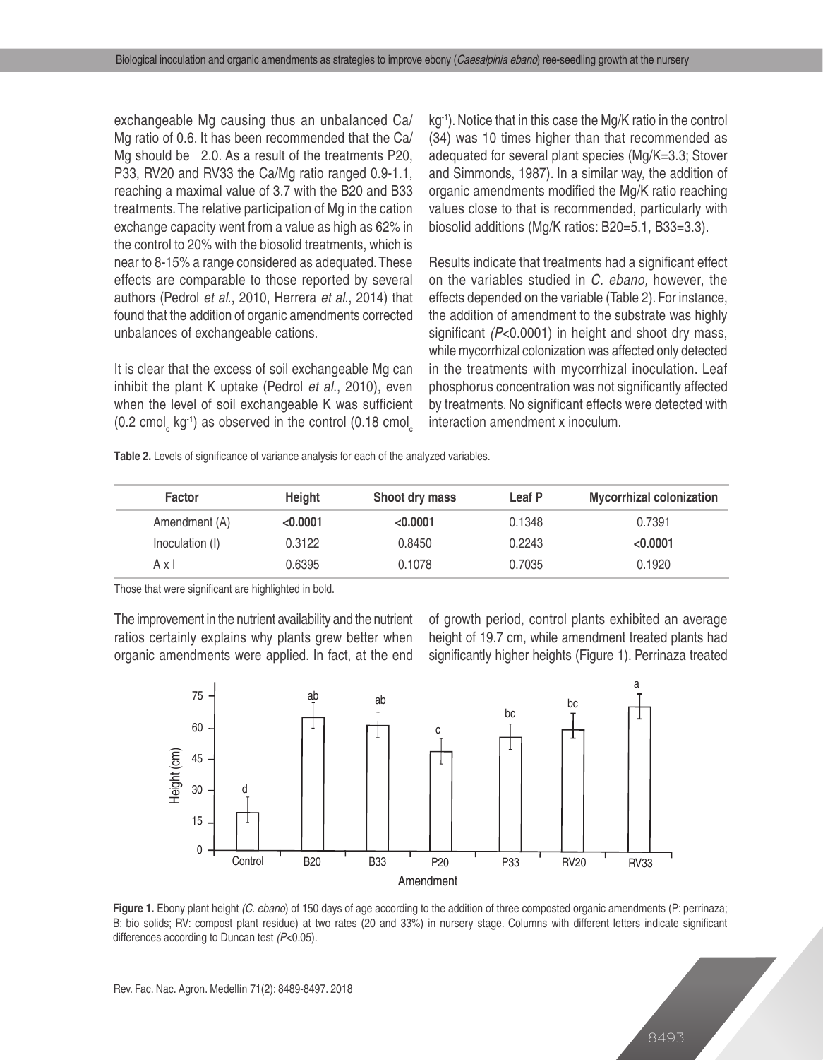exchangeable Mg causing thus an unbalanced Ca/Mg ratio of 0.6. It has been recommended that the Ca/Mg should be   2.0. As a result of the treatments P20, P33, RV20 and RV33 the Ca/Mg ratio ranged 0.9-1.1, reaching a maximal value of 3.7 with the B20 and B33 treatments. The relative participation of Mg in the cation exchange capacity went from a value as high as 62% in the control to 20% with the biosolid treatments, which is near to 8-15% a range considered as adequated. These effects are comparable to those reported by several authors (Pedrol *et al*., 2010, Herrera *et al*., 2014) that found that the addition of organic amendments corrected unbalances of exchangeable cations.

It is clear that the excess of soil exchangeable Mg can inhibit the plant K uptake (Pedrol *et al*., 2010), even when the level of soil exchangeable K was sufficient (0.2 $cmol_c$ $kg^{-1}$) as observed in the control (0.18 $cmol_c$ $kg^{-1}$). Notice that in this case the Mg/K ratio in the control (34) was 10 times higher than that recommended as adequated for several plant species (Mg/K=3.3; Stover and Simmonds, 1987). In a similar way, the addition of organic amendments modified the Mg/K ratio reaching values close to that is recommended, particularly with biosolid additions (Mg/K ratios: B20=5.1, B33=3.3).

Results indicate that treatments had a significant effect on the variables studied in *C. ebano,* however, the effects depended on the variable (Table 2). For instance, the addition of amendment to the substrate was highly significant *(P*<0.0001) in height and shoot dry mass, while mycorrhizal colonization was affected only detected in the treatments with mycorrhizal inoculation. Leaf phosphorus concentration was not significantly affected by treatments. No significant effects were detected with interaction amendment x inoculum.

**Table 2.** Levels of significance of variance analysis for each of the analyzed variables.

| Factor | Height | Shoot dry mass | Leaf P | Mycorrhizal colonization |
|---|---|---|---|---|
| Amendment (A) | **<0.0001** | **<0.0001** | 0.1348 | 0.7391 |
| Inoculation (I) | 0.3122 | 0.8450 | 0.2243 | **<0.0001** |
| A x I | 0.6395 | 0.1078 | 0.7035 | 0.1920 |

Those that were significant are highlighted in bold.

The improvement in the nutrient availability and the nutrient ratios certainly explains why plants grew better when organic amendments were applied. In fact, at the end of growth period, control plants exhibited an average height of 19.7 cm, while amendment treated plants had significantly higher heights (Figure 1). Perrinaza treated

**Figure 1.** Ebony plant height *(C. ebano*) of 150 days of age according to the addition of three composted organic amendments (P: perrinaza; B: bio solids; RV: compost plant residue) at two rates (20 and 33%) in nursery stage. Columns with different letters indicate significant differences according to Duncan test *(P*<0.05).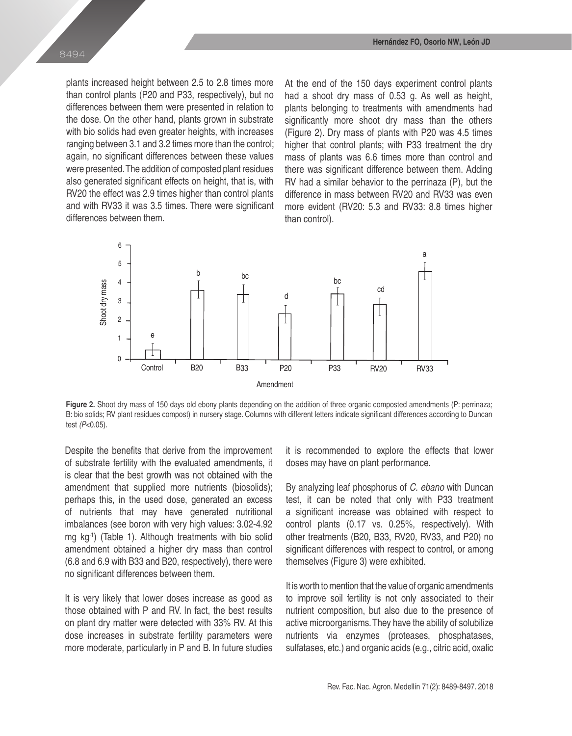plants increased height between 2.5 to 2.8 times more than control plants (P20 and P33, respectively), but no differences between them were presented in relation to the dose. On the other hand, plants grown in substrate with bio solids had even greater heights, with increases ranging between 3.1 and 3.2 times more than the control; again, no significant differences between these values were presented. The addition of composted plant residues also generated significant effects on height, that is, with RV20 the effect was 2.9 times higher than control plants and with RV33 it was 3.5 times. There were significant differences between them.

At the end of the 150 days experiment control plants had a shoot dry mass of 0.53 g. As well as height, plants belonging to treatments with amendments had significantly more shoot dry mass than the others (Figure 2). Dry mass of plants with P20 was 4.5 times higher that control plants; with P33 treatment the dry mass of plants was 6.6 times more than control and there was significant difference between them. Adding RV had a similar behavior to the perrinaza (P), but the difference in mass between RV20 and RV33 was even more evident (RV20: 5.3 and RV33: 8.8 times higher than control).

**Figure 2.** Shoot dry mass of 150 days old ebony plants depending on the addition of three organic composted amendments (P: perrinaza; B: bio solids; RV plant residues compost) in nursery stage. Columns with different letters indicate significant differences according to Duncan test *(P*<0.05).

Despite the benefits that derive from the improvement of substrate fertility with the evaluated amendments, it is clear that the best growth was not obtained with the amendment that supplied more nutrients (biosolids); perhaps this, in the used dose, generated an excess of nutrients that may have generated nutritional imbalances (see boron with very high values: 3.02-4.92 mg kg$^{-1}$) (Table 1). Although treatments with bio solid amendment obtained a higher dry mass than control (6.8 and 6.9 with B33 and B20, respectively), there were no significant differences between them.

It is very likely that lower doses increase as good as those obtained with P and RV. In fact, the best results on plant dry matter were detected with 33% RV. At this dose increases in substrate fertility parameters were more moderate, particularly in P and B. In future studies it is recommended to explore the effects that lower doses may have on plant performance.

By analyzing leaf phosphorus of *C. ebano* with Duncan test, it can be noted that only with P33 treatment a significant increase was obtained with respect to control plants (0.17 vs. 0.25%, respectively). With other treatments (B20, B33, RV20, RV33, and P20) no significant differences with respect to control, or among themselves (Figure 3) were exhibited.

It is worth to mention that the value of organic amendments to improve soil fertility is not only associated to their nutrient composition, but also due to the presence of active microorganisms. They have the ability of solubilize nutrients via enzymes (proteases, phosphatases, sulfatases, etc.) and organic acids (e.g., citric acid, oxalic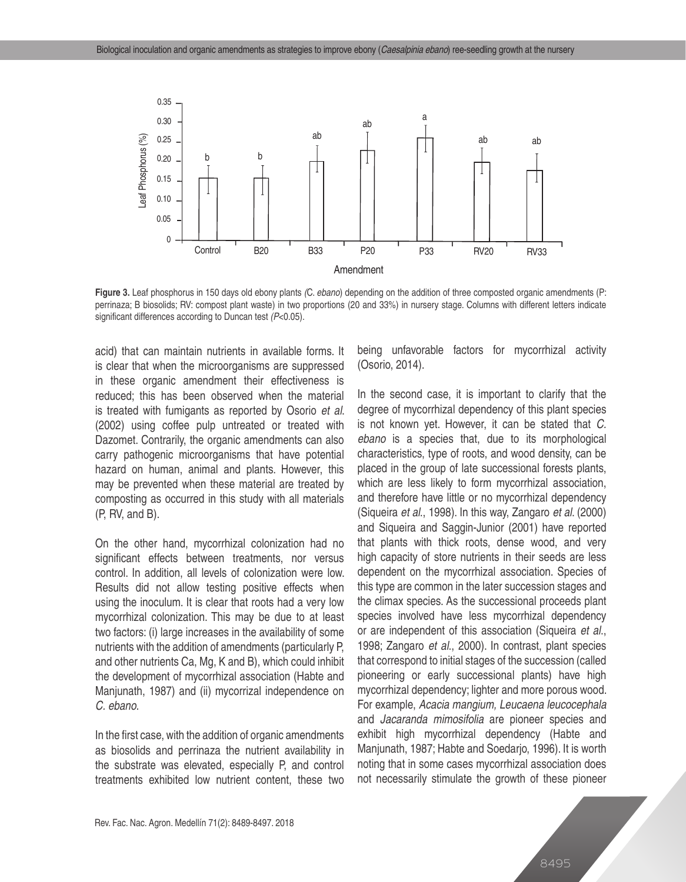**Figure 3.** Leaf phosphorus in 150 days old ebony plants *(C. ebano*) depending on the addition of three composted organic amendments (P: perrinaza; B biosolids; RV: compost plant waste) in two proportions (20 and 33%) in nursery stage. Columns with different letters indicate significant differences according to Duncan test *(P*<0.05).

acid) that can maintain nutrients in available forms. It is clear that when the microorganisms are suppressed in these organic amendment their effectiveness is reduced; this has been observed when the material is treated with fumigants as reported by Osorio *et al.* (2002) using coffee pulp untreated or treated with Dazomet. Contrarily, the organic amendments can also carry pathogenic microorganisms that have potential hazard on human, animal and plants. However, this may be prevented when these material are treated by composting as occurred in this study with all materials (P, RV, and B).

On the other hand, mycorrhizal colonization had no significant effects between treatments, nor versus control. In addition, all levels of colonization were low. Results did not allow testing positive effects when using the inoculum. It is clear that roots had a very low mycorrhizal colonization. This may be due to at least two factors: (i) large increases in the availability of some nutrients with the addition of amendments (particularly P, and other nutrients Ca, Mg, K and B), which could inhibit the development of mycorrhizal association (Habte and Manjunath, 1987) and (ii) mycorrizal independence on *C. ebano*.

In the first case, with the addition of organic amendments as biosolids and perrinaza the nutrient availability in the substrate was elevated, especially P, and control treatments exhibited low nutrient content, these two being unfavorable factors for mycorrhizal activity (Osorio, 2014).

In the second case, it is important to clarify that the degree of mycorrhizal dependency of this plant species is not known yet. However, it can be stated that *C. ebano* is a species that, due to its morphological characteristics, type of roots, and wood density, can be placed in the group of late successional forests plants, which are less likely to form mycorrhizal association, and therefore have little or no mycorrhizal dependency (Siqueira *et al.*, 1998). In this way, Zangaro *et al.* (2000) and Siqueira and Saggin-Junior (2001) have reported that plants with thick roots, dense wood, and very high capacity of store nutrients in their seeds are less dependent on the mycorrhizal association. Species of this type are common in the later succession stages and the climax species. As the successional proceeds plant species involved have less mycorrhizal dependency or are independent of this association (Siqueira *et al.*, 1998; Zangaro *et al.*, 2000). In contrast, plant species that correspond to initial stages of the succession (called pioneering or early successional plants) have high mycorrhizal dependency; lighter and more porous wood. For example, *Acacia mangium, Leucaena leucocephala* and *Jacaranda mimosifolia* are pioneer species and exhibit high mycorrhizal dependency (Habte and Manjunath, 1987; Habte and Soedarjo, 1996). It is worth noting that in some cases mycorrhizal association does not necessarily stimulate the growth of these pioneer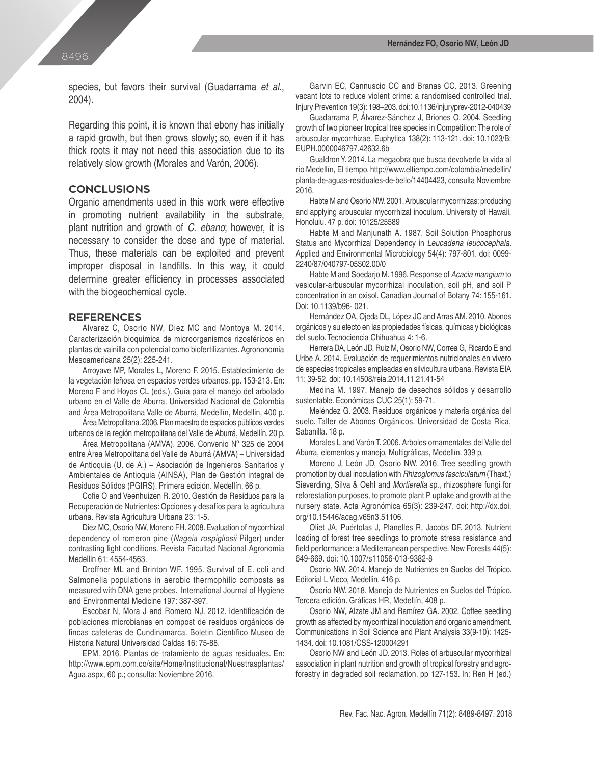species, but favors their survival (Guadarrama *et al*., 2004).

Regarding this point, it is known that ebony has initially a rapid growth, but then grows slowly; so, even if it has thick roots it may not need this association due to its relatively slow growth (Morales and Varón, 2006).

## CONCLUSIONS

Organic amendments used in this work were effective in promoting nutrient availability in the substrate, plant nutrition and growth of *C. ebano*; however, it is necessary to consider the dose and type of material. Thus, these materials can be exploited and prevent improper disposal in landfills. In this way, it could determine greater efficiency in processes associated with the biogeochemical cycle.

## REFERENCES

Alvarez C, Osorio NW, Diez MC and Montoya M. 2014. Caracterización bioquimica de microorganismos rizosféricos en plantas de vainilla con potencial como biofertilizantes. Agrononomia Mesoamericana 25(2): 225-241.

Arroyave MP, Morales L, Moreno F. 2015. Establecimiento de la vegetación leñosa en espacios verdes urbanos. pp. 153-213. En: Moreno F and Hoyos CL (eds.). Guía para el manejo del arbolado urbano en el Valle de Aburra. Universidad Nacional de Colombia and Área Metropolitana Valle de Aburrá, Medellín, Medellin, 400 p.

Área Metropolitana. 2006. Plan maestro de espacios públicos verdes urbanos de la región metropolitana del Valle de Aburrá, Medellín. 20 p.

Área Metropolitana (AMVA). 2006. Convenio Nº 325 de 2004 entre Área Metropolitana del Valle de Aburrá (AMVA) – Universidad de Antioquia (U. de A.) – Asociación de Ingenieros Sanitarios y Ambientales de Antioquia (AINSA), Plan de Gestión integral de Residuos Sólidos (PGIRS). Primera edición. Medellín. 66 p.

Cofie O and Veenhuizen R. 2010. Gestión de Residuos para la Recuperación de Nutrientes: Opciones y desafíos para la agricultura urbana. Revista Agricultura Urbana 23: 1-5.

Diez MC, Osorio NW, Moreno FH. 2008. Evaluation of mycorrhizal dependency of romeron pine (*Nageia rospigliosii* Pilger) under contrasting light conditions. Revista Facultad Nacional Agronomia Medellin 61: 4554-4563.

Droffner ML and Brinton WF. 1995. Survival of E. coli and Salmonella populations in aerobic thermophilic composts as measured with DNA gene probes. International Journal of Hygiene and Environmental Medicine 197: 387-397.

Escobar N, Mora J and Romero NJ. 2012. Identificación de poblaciones microbianas en compost de residuos orgánicos de fincas cafeteras de Cundinamarca. Boletin Científico Museo de Historia Natural Universidad Caldas 16: 75-88.

EPM. 2016. Plantas de tratamiento de aguas residuales. En: http://www.epm.com.co/site/Home/Institucional/Nuestrasplantas/Agua.aspx, 60 p.; consulta: Noviembre 2016.

Garvin EC, Cannuscio CC and Branas CC. 2013. Greening vacant lots to reduce violent crime: a randomised controlled trial. Injury Prevention 19(3): 198–203. doi:10.1136/injuryprev-2012-040439

Guadarrama P, Álvarez-Sánchez J, Briones O. 2004. Seedling growth of two pioneer tropical tree species in Competition: The role of arbuscular mycorrhizae. Euphytica 138(2): 113-121. doi: 10.1023/B:EUPH.0000046797.42632.6b

Gualdron Y. 2014. La megaobra que busca devolverle la vida al río Medellín, El tiempo. http://www.eltiempo.com/colombia/medellin/planta-de-aguas-residuales-de-bello/14404423, consulta Noviembre 2016.

Habte M and Osorio NW. 2001. Arbuscular mycorrhizas: producing and applying arbuscular mycorrhizal inoculum. University of Hawaii, Honolulu. 47 p. doi: 10125/25589

Habte M and Manjunath A. 1987. Soil Solution Phosphorus Status and Mycorrhizal Dependency in *Leucadena leucocephala*. Applied and Environmental Microbiology 54(4): 797-801. doi: 0099-2240/87/040797-05$02.00/0

Habte M and Soedarjo M. 1996. Response of *Acacia mangium* to vesicular-arbuscular mycorrhizal inoculation, soil pH, and soil P concentration in an oxisol. Canadian Journal of Botany 74: 155-161. Doi: 10.1139/b96- 021.

Hernández OA, Ojeda DL, López JC and Arras AM. 2010. Abonos orgánicos y su efecto en las propiedades físicas, químicas y biológicas del suelo. Tecnociencia Chihuahua 4: 1-6.

Herrera DA, León JD, Ruiz M, Osorio NW, Correa G, Ricardo E and Uribe A. 2014. Evaluación de requerimientos nutricionales en vivero de especies tropicales empleadas en silvicultura urbana. Revista EIA 11: 39-52. doi: 10.14508/reia.2014.11.21.41-54

Medina M. 1997. Manejo de desechos sólidos y desarrollo sustentable. Económicas CUC 25(1): 59-71.

Meléndez G. 2003. Residuos orgánicos y materia orgánica del suelo. Taller de Abonos Orgánicos. Universidad de Costa Rica, Sabanilla. 18 p.

Morales L and Varón T. 2006. Arboles ornamentales del Valle del Aburra, elementos y manejo, Multigráficas, Medellín. 339 p.

Moreno J, León JD, Osorio NW. 2016. Tree seedling growth promotion by dual inoculation with *Rhizoglomus fasciculatum* (Thaxt.) Sieverding, Silva & Oehl and *Mortierella* sp., rhizosphere fungi for reforestation purposes, to promote plant P uptake and growth at the nursery state. Acta Agronómica 65(3): 239-247. doi: http://dx.doi.org/10.15446/acag.v65n3.51106.

Oliet JA, Puértolas J, Planelles R, Jacobs DF. 2013. Nutrient loading of forest tree seedlings to promote stress resistance and field performance: a Mediterranean perspective. New Forests 44(5): 649-669. doi: 10.1007/s11056-013-9382-8

Osorio NW. 2014. Manejo de Nutrientes en Suelos del Trópico. Editorial L Vieco, Medellin. 416 p.

Osorio NW. 2018. Manejo de Nutrientes en Suelos del Trópico. Tercera edición. Gráficas HR, Medellín, 408 p.

Osorio NW, Alzate JM and Ramírez GA. 2002. Coffee seedling growth as affected by mycorrhizal inoculation and organic amendment. Communications in Soil Science and Plant Analysis 33(9-10): 1425-1434. doi: 10.1081/CSS-120004291

Osorio NW and León JD. 2013. Roles of arbuscular mycorrhizal association in plant nutrition and growth of tropical forestry and agroforestry in degraded soil reclamation. pp 127-153. In: Ren H (ed.)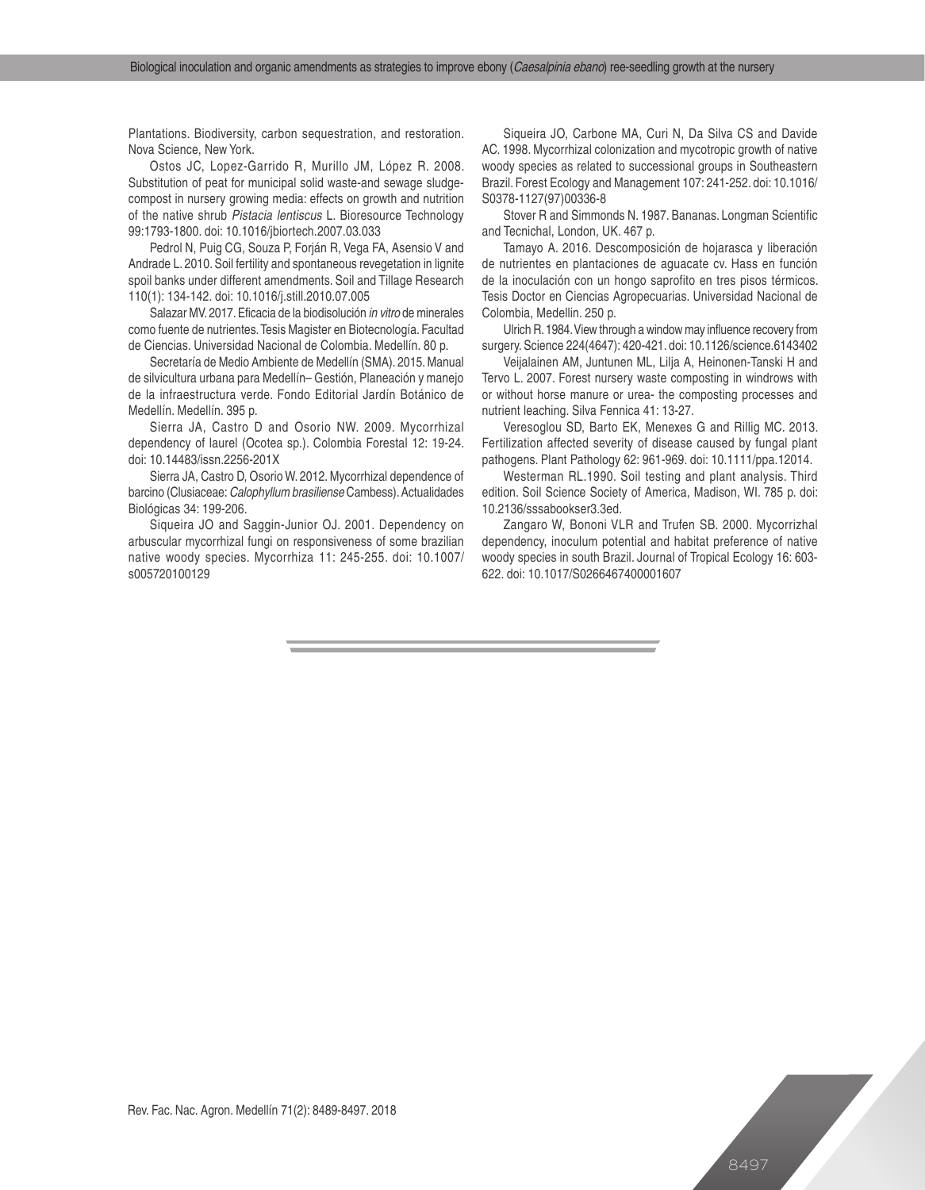Plantations. Biodiversity, carbon sequestration, and restoration. Nova Science, New York.

Ostos JC, Lopez-Garrido R, Murillo JM, López R. 2008. Substitution of peat for municipal solid waste-and sewage sludge-compost in nursery growing media: effects on growth and nutrition of the native shrub *Pistacia lentiscus* L. Bioresource Technology 99:1793-1800. doi: 10.1016/jbiortech.2007.03.033

Pedrol N, Puig CG, Souza P, Forján R, Vega FA, Asensio V and Andrade L. 2010. Soil fertility and spontaneous revegetation in lignite spoil banks under different amendments. Soil and Tillage Research 110(1): 134-142. doi: 10.1016/j.still.2010.07.005

Salazar MV. 2017. Eficacia de la biodisolución *in vitro* de minerales como fuente de nutrientes. Tesis Magister en Biotecnología. Facultad de Ciencias. Universidad Nacional de Colombia. Medellín. 80 p.

Secretaría de Medio Ambiente de Medellín (SMA). 2015. Manual de silvicultura urbana para Medellín– Gestión, Planeación y manejo de la infraestructura verde. Fondo Editorial Jardín Botánico de Medellín. Medellín. 395 p.

Sierra JA, Castro D and Osorio NW. 2009. Mycorrhizal dependency of laurel (Ocotea sp.). Colombia Forestal 12: 19-24. doi: 10.14483/issn.2256-201X

Sierra JA, Castro D, Osorio W. 2012. Mycorrhizal dependence of barcino (Clusiaceae: *Calophyllum brasiliense* Cambess). Actualidades Biológicas 34: 199-206.

Siqueira JO and Saggin-Junior OJ. 2001. Dependency on arbuscular mycorrhizal fungi on responsiveness of some brazilian native woody species. Mycorrhiza 11: 245-255. doi: 10.1007/s005720100129

Siqueira JO, Carbone MA, Curi N, Da Silva CS and Davide AC. 1998. Mycorrhizal colonization and mycotropic growth of native woody species as related to successional groups in Southeastern Brazil. Forest Ecology and Management 107: 241-252. doi: 10.1016/S0378-1127(97)00336-8

Stover R and Simmonds N. 1987. Bananas. Longman Scientific and Tecnichal, London, UK. 467 p.

Tamayo A. 2016. Descomposición de hojarasca y liberación de nutrientes en plantaciones de aguacate cv. Hass en función de la inoculación con un hongo saprofito en tres pisos térmicos. Tesis Doctor en Ciencias Agropecuarias. Universidad Nacional de Colombia, Medellin. 250 p.

Ulrich R. 1984. View through a window may influence recovery from surgery. Science 224(4647): 420-421. doi: 10.1126/science.6143402

Veijalainen AM, Juntunen ML, Lilja A, Heinonen-Tanski H and Tervo L. 2007. Forest nursery waste composting in windrows with or without horse manure or urea- the composting processes and nutrient leaching. Silva Fennica 41: 13-27.

Veresoglou SD, Barto EK, Menexes G and Rillig MC. 2013. Fertilization affected severity of disease caused by fungal plant pathogens. Plant Pathology 62: 961-969. doi: 10.1111/ppa.12014.

Westerman RL.1990. Soil testing and plant analysis. Third edition. Soil Science Society of America, Madison, WI. 785 p. doi: 10.2136/sssabookser3.3ed.

Zangaro W, Bononi VLR and Trufen SB. 2000. Mycorrizhal dependency, inoculum potential and habitat preference of native woody species in south Brazil. Journal of Tropical Ecology 16: 603-622. doi: 10.1017/S0266467400001607